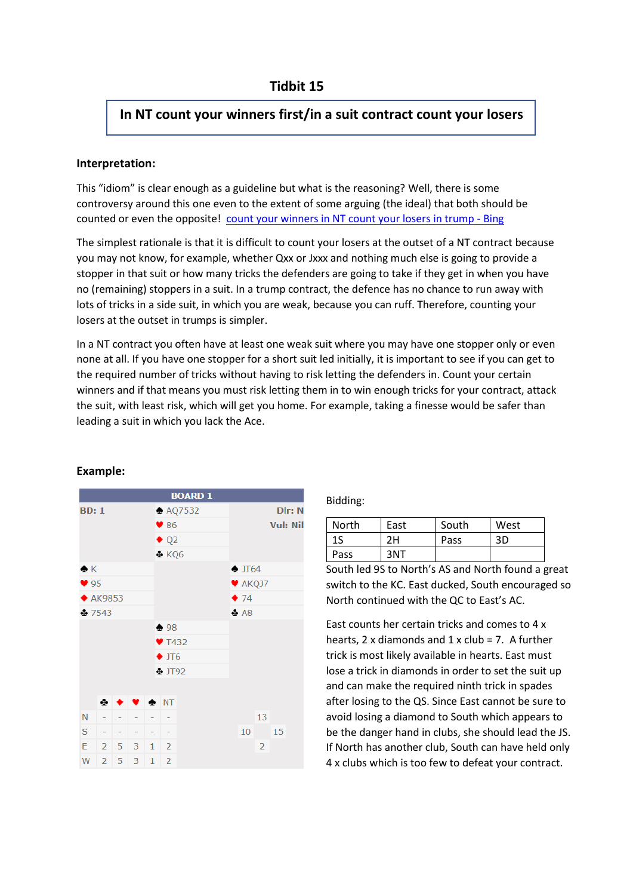# Tidbit 15

**In NT count your winners first/in a suit contract count your losers**

**Interpretation:**

This "idiom" is clear enough as a guideline but what is the reasoning? Well, there is some controversy around this one even to the extent of some arguing (the ideal) that both should be counted or even the opposite! [count your winners in NT count your losers in trump - Bing]

The simplest rationale is that it is difficult to count your losers at the outset of a NT contract because you may not know, for example, whether Qxx or Jxxx and nothing much else is going to provide a stopper in that suit or how many tricks the defenders are going to take if they get in when you have no (remaining) stoppers in a suit. In a trump contract, the defence has no chance to run away with lots of tricks in a side suit, in which you are weak, because you can ruff. Therefore, counting your losers at the outset in trumps is simpler.

In a NT contract you often have at least one weak suit where you may have one stopper only or even none at all. If you have one stopper for a short suit led initially, it is important to see if you can get to the required number of tricks without having to risk letting the defenders in. Count your certain winners and if that means you must risk letting them in to win enough tricks for your contract, attack the suit, with least risk, which will get you home. For example, taking a finesse would be safer than leading a suit in which you lack the Ace.

**Example:**

BOARD 1

BD: 1 — Dlr: N — Vul: Nil

North:
♠ AQ7532
♥ 86
♦ Q2
♣ KQ6

West:
♠ K
♥ 95
♦ AK9853
♣ 7543

East:
♠ JT64
♥ AKQJ7
♦ 74
♣ A8

South:
♠ 98
♥ T432
♦ JT6
♣ JT92

| | ♣ | ♦ | ♥ | ♠ | NT |
|---|---|---|---|---|---|
| N | - | - | - | - | - |
| S | - | - | - | - | - |
| E | 2 | 5 | 3 | 1 | 2 |
| W | 2 | 5 | 3 | 1 | 2 |

HCP: N 13, W 10, E 15, S 2

Bidding:

| North | East | South | West |
|---|---|---|---|
| 1S | 2H | Pass | 3D |
| Pass | 3NT | | |

South led 9S to North's AS and North found a great switch to the KC. East ducked, South encouraged so North continued with the QC to East's AC.

East counts her certain tricks and comes to 4 x hearts, 2 x diamonds and 1 x club = 7. A further trick is most likely available in hearts. East must lose a trick in diamonds in order to set the suit up and can make the required ninth trick in spades after losing to the QS. Since East cannot be sure to avoid losing a diamond to South which appears to be the danger hand in clubs, she should lead the JS. If North has another club, South can have held only 4 x clubs which is too few to defeat your contract.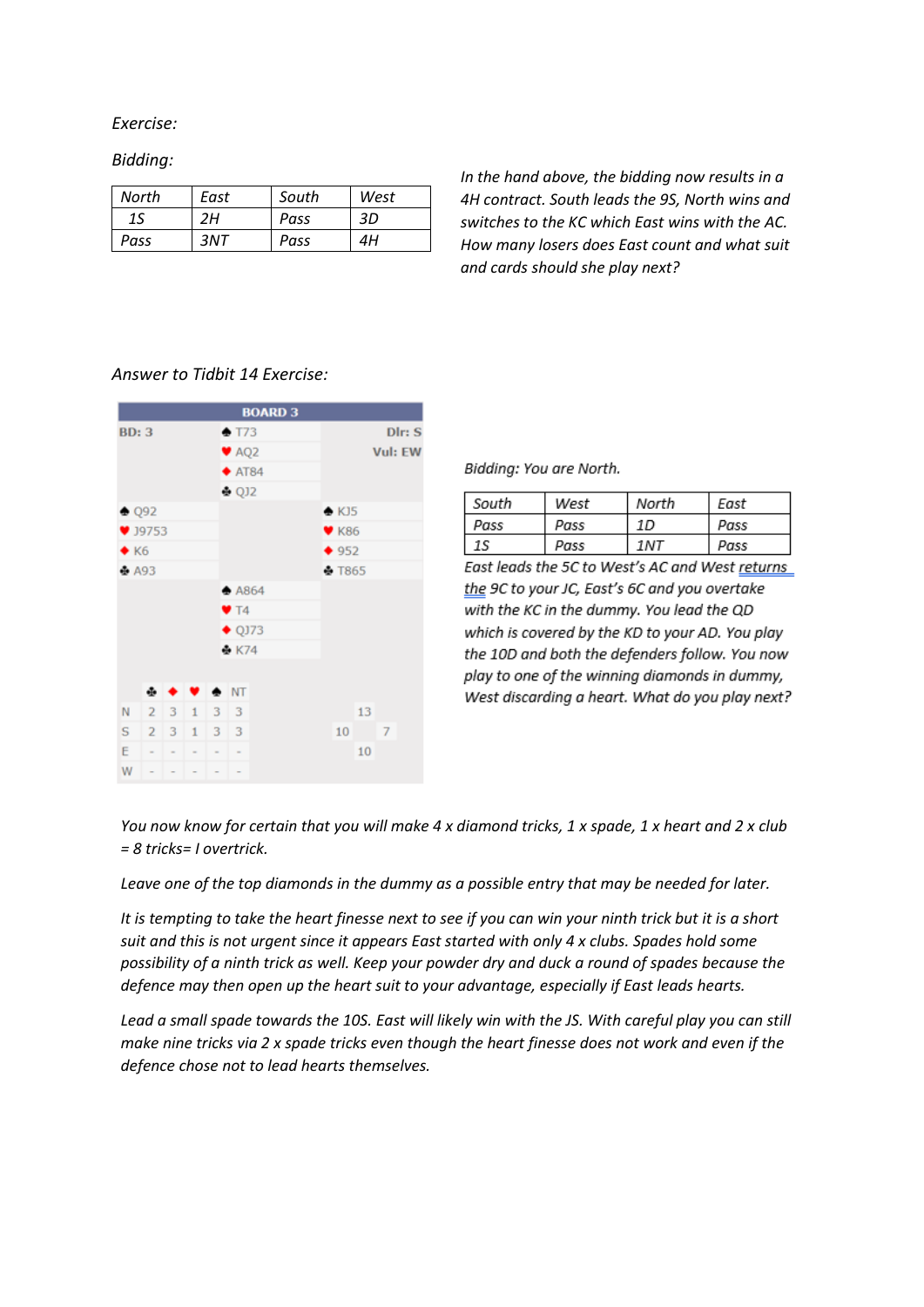*Exercise:*

*Bidding:*

| North | East | South | West |
|---|---|---|---|
| 1S | 2H | Pass | 3D |
| Pass | 3NT | Pass | 4H |

*In the hand above, the bidding now results in a 4H contract. South leads the 9S, North wins and switches to the KC which East wins with the AC. How many losers does East count and what suit and cards should she play next?*

*Answer to Tidbit 14 Exercise:*

BOARD 3

BD: 3
Dlr: S
Vul: EW

North:
♠ T73
♥ AQ2
♦ AT84
♣ QJ2

West:
♠ Q92
♥ J9753
♦ K6
♣ A93

East:
♠ KJ5
♥ K86
♦ 952
♣ T865

South:
♠ A864
♥ T4
♦ QJ73
♣ K74

| | ♣ | ♦ | ♥ | ♠ | NT |
|---|---|---|---|---|---|
| N | 2 | 3 | 1 | 3 | 3 |
| S | 2 | 3 | 1 | 3 | 3 |
| E | - | - | - | - | - |
| W | - | - | - | - | - |

13
10 7
10

*Bidding: You are North.*

| South | West | North | East |
|---|---|---|---|
| Pass | Pass | 1D | Pass |
| 1S | Pass | 1NT | Pass |

*East leads the 5C to West's AC and West returns the 9C to your JC, East's 6C and you overtake with the KC in the dummy. You lead the QD which is covered by the KD to your AD. You play the 10D and both the defenders follow. You now play to one of the winning diamonds in dummy, West discarding a heart. What do you play next?*

*You now know for certain that you will make 4 x diamond tricks, 1 x spade, 1 x heart and 2 x club = 8 tricks= I overtrick.*

*Leave one of the top diamonds in the dummy as a possible entry that may be needed for later.*

*It is tempting to take the heart finesse next to see if you can win your ninth trick but it is a short suit and this is not urgent since it appears East started with only 4 x clubs. Spades hold some possibility of a ninth trick as well. Keep your powder dry and duck a round of spades because the defence may then open up the heart suit to your advantage, especially if East leads hearts.*

*Lead a small spade towards the 10S. East will likely win with the JS. With careful play you can still make nine tricks via 2 x spade tricks even though the heart finesse does not work and even if the defence chose not to lead hearts themselves.*